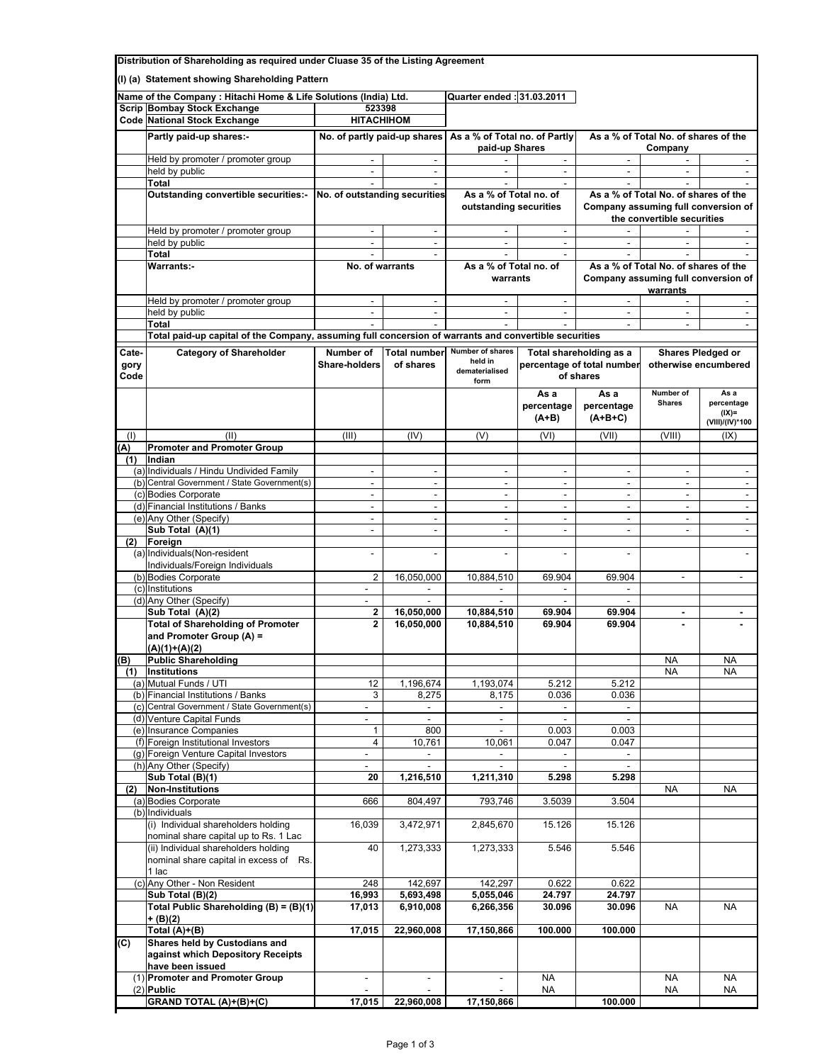Distribution of Shareholding as required under Cluase 35 of the Listing Agreement

(I) (a) Statement showing Shareholding Pattern

| Name of the Company : Hitachi Home & Life Solutions (India) Ltd. | | Quarter ended : 31.03.2011 |
|---|---|---|
| Scrip Code | Bombay Stock Exchange | 523398 |
| | National Stock Exchange | HITACHIHOM |

| Partly paid-up shares:- | No. of partly paid-up shares | | As a % of Total no. of Partly paid-up Shares | | As a % of Total No. of shares of the Company | | |
|---|---|---|---|---|---|---|---|
| Held by promoter / promoter group | - | - | - | - | - | - | - |
| held by public | - | - | - | - | - | - | - |
| Total | - | - | - | - | - | - | - |
| **Outstanding convertible securities:-** | **No. of outstanding securities** | | **As a % of Total no. of outstanding securities** | | **As a % of Total No. of shares of the Company assuming full conversion of the convertible securities** | | |
| Held by promoter / promoter group | - | - | - | - | - | - | - |
| held by public | - | - | - | - | - | - | - |
| Total | - | - | - | - | - | - | - |
| **Warrants:-** | **No. of warrants** | | **As a % of Total no. of warrants** | | **As a % of Total No. of shares of the Company assuming full conversion of warrants** | | |
| Held by promoter / promoter group | - | - | - | - | - | - | - |
| held by public | - | - | - | - | - | - | - |
| Total | - | - | - | - | - | - | - |
| Total paid-up capital of the Company, assuming full concersion of warrants and convertible securities | | | | | | | |

| Cate-gory Code | Category of Shareholder | Number of Share-holders | Total number of shares | Number of shares held in dematerialised form | Total shareholding as a percentage of total number of shares | | Shares Pledged or otherwise encumbered | |
|---|---|---|---|---|---|---|---|---|
| | | | | | As a percentage (A+B) | As a percentage (A+B+C) | Number of Shares | As a percentage (IX)= (VIII)/(IV)*100 |
| (I) | (II) | (III) | (IV) | (V) | (VI) | (VII) | (VIII) | (IX) |
| **(A)** | **Promoter and Promoter Group** | | | | | | | |
| **(1)** | **Indian** | | | | | | | |
| (a) | Individuals / Hindu Undivided Family | - | - | - | - | - | - | - |
| (b) | Central Government / State Government(s) | - | - | - | - | - | - | - |
| (c) | Bodies Corporate | - | - | - | - | - | - | - |
| (d) | Financial Institutions / Banks | - | - | - | - | - | - | - |
| (e) | Any Other (Specify) | - | - | - | - | - | - | - |
| | Sub Total (A)(1) | - | - | - | - | - | - | - |
| **(2)** | **Foreign** | | | | | | | |
| (a) | Individuals(Non-resident Individuals/Foreign Individuals | - | - | - | - | - | | - |
| (b) | Bodies Corporate | 2 | 16,050,000 | 10,884,510 | 69.904 | 69.904 | - | - |
| (c) | Institutions | - | - | - | - | - | | |
| (d) | Any Other (Specify) | - | - | - | - | - | | |
| | **Sub Total (A)(2)** | **2** | **16,050,000** | **10,884,510** | **69.904** | **69.904** | **-** | **-** |
| | **Total of Shareholding of Promoter and Promoter Group (A) = (A)(1)+(A)(2)** | **2** | **16,050,000** | **10,884,510** | **69.904** | **69.904** | **-** | **-** |
| **(B)** | **Public Shareholding** | | | | | | NA | NA |
| **(1)** | **Institutions** | | | | | | NA | NA |
| (a) | Mutual Funds / UTI | 12 | 1,196,674 | 1,193,074 | 5.212 | 5.212 | | |
| (b) | Financial Institutions / Banks | 3 | 8,275 | 8,175 | 0.036 | 0.036 | | |
| (c) | Central Government / State Government(s) | - | - | - | - | - | | |
| (d) | Venture Capital Funds | - | - | - | - | - | | |
| (e) | Insurance Companies | 1 | 800 | - | 0.003 | 0.003 | | |
| (f) | Foreign Institutional Investors | 4 | 10,761 | 10,061 | 0.047 | 0.047 | | |
| (g) | Foreign Venture Capital Investors | - | - | - | - | - | | |
| (h) | Any Other (Specify) | - | - | - | - | - | | |
| | **Sub Total (B)(1)** | **20** | **1,216,510** | **1,211,310** | **5.298** | **5.298** | | |
| **(2)** | **Non-Institutions** | | | | | | NA | NA |
| (a) | Bodies Corporate | 666 | 804,497 | 793,746 | 3.5039 | 3.504 | | |
| (b) | Individuals | | | | | | | |
| | (i) Individual shareholders holding nominal share capital up to Rs. 1 Lac | 16,039 | 3,472,971 | 2,845,670 | 15.126 | 15.126 | | |
| | (ii) Individual shareholders holding nominal share capital in excess of Rs. 1 lac | 40 | 1,273,333 | 1,273,333 | 5.546 | 5.546 | | |
| (c) | Any Other - Non Resident | 248 | 142,697 | 142,297 | 0.622 | 0.622 | | |
| | **Sub Total (B)(2)** | **16,993** | **5,693,498** | **5,055,046** | **24.797** | **24.797** | | |
| | **Total Public Shareholding (B) = (B)(1) + (B)(2)** | **17,013** | **6,910,008** | **6,266,356** | **30.096** | **30.096** | NA | NA |
| | **Total (A)+(B)** | **17,015** | **22,960,008** | **17,150,866** | **100.000** | **100.000** | | |
| **(C)** | **Shares held by Custodians and against which Depository Receipts have been issued** | | | | | | | |
| (1) | **Promoter and Promoter Group** | - | - | - | NA | | NA | NA |
| (2) | **Public** | - | - | - | NA | | NA | NA |
| | **GRAND TOTAL (A)+(B)+(C)** | **17,015** | **22,960,008** | **17,150,866** | | **100.000** | | |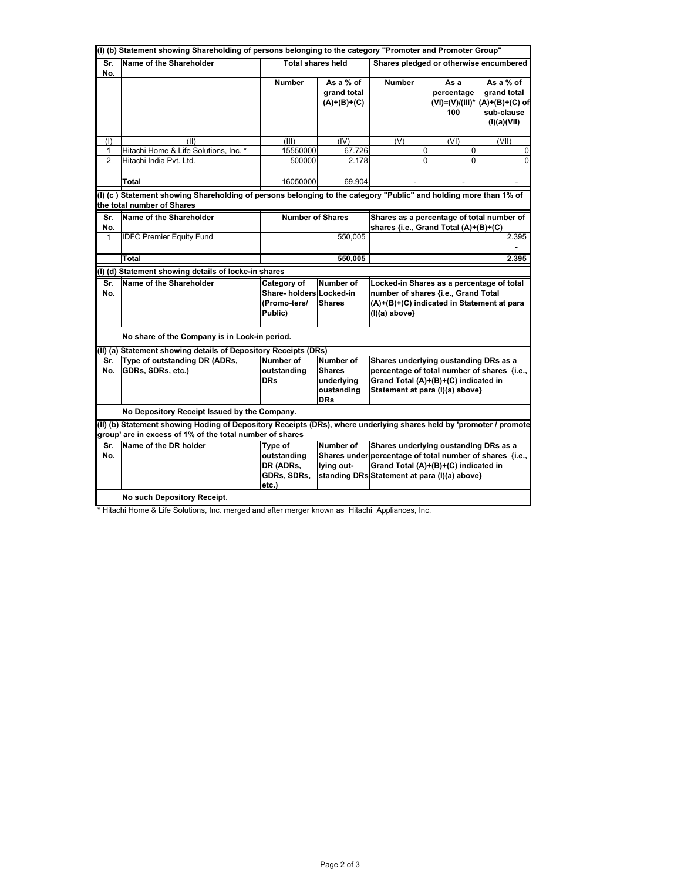### (I) (b) Statement showing Shareholding of persons belonging to the category "Promoter and Promoter Group"

| Sr. No. | Name of the Shareholder | Total shares held | | Shares pledged or otherwise encumbered | | |
|---|---|---|---|---|---|---|
| | | Number | As a % of grand total (A)+(B)+(C) | Number | As a percentage (VI)=(V)/(III)*100 | As a % of grand total (A)+(B)+(C) of sub-clause (I)(a)(VII) |
| (I) | (II) | (III) | (IV) | (V) | (VI) | (VII) |
| 1 | Hitachi Home & Life Solutions, Inc. * | 15550000 | 67.726 | 0 | 0 | 0 |
| 2 | Hitachi India Pvt. Ltd. | 500000 | 2.178 | 0 | 0 | 0 |
| | **Total** | 16050000 | 69.904 | - | - | - |

### (I) (c ) Statement showing Shareholding of persons belonging to the category "Public" and holding more than 1% of the total number of Shares

| Sr. No. | Name of the Shareholder | Number of Shares | Shares as a percentage of total number of shares {i.e., Grand Total (A)+(B)+(C) |
|---|---|---|---|
| 1 | IDFC Premier Equity Fund | 550,005 | 2.395 |
| | | | - |
| | **Total** | **550,005** | **2.395** |

### (I) (d) Statement showing details of locke-in shares

| Sr. No. | Name of the Shareholder | Category of Share- holders (Promo-ters/ Public) | Number of Locked-in Shares | Locked-in Shares as a percentage of total number of shares {i.e., Grand Total (A)+(B)+(C) indicated in Statement at para (I)(a) above} |
|---|---|---|---|---|
| | **No share of the Company is in Lock-in period.** | | | |

### (II) (a) Statement showing details of Depository Receipts (DRs)

| Sr. No. | Type of outstanding DR (ADRs, GDRs, SDRs, etc.) | Number of outstanding DRs | Number of Shares underlying oustanding DRs | Shares underlying oustanding DRs as a percentage of total number of shares {i.e., Grand Total (A)+(B)+(C) indicated in Statement at para (I)(a) above} |
|---|---|---|---|---|
| | **No Depository Receipt Issued by the Company.** | | | |

### (II) (b) Statement showing Hoding of Depository Receipts (DRs), where underlying shares held by 'promoter / promote group' are in excess of 1% of the total number of shares

| Sr. No. | Name of the DR holder | Type of outstanding DR (ADRs, GDRs, SDRs, etc.) | Number of Shares under lying out- standing DRs | Shares underlying oustanding DRs as a percentage of total number of shares {i.e., Grand Total (A)+(B)+(C) indicated in Statement at para (I)(a) above} |
|---|---|---|---|---|
| | **No such Depository Receipt.** | | | |

* Hitachi Home & Life Solutions, Inc. merged and after merger known as Hitachi Appliances, Inc.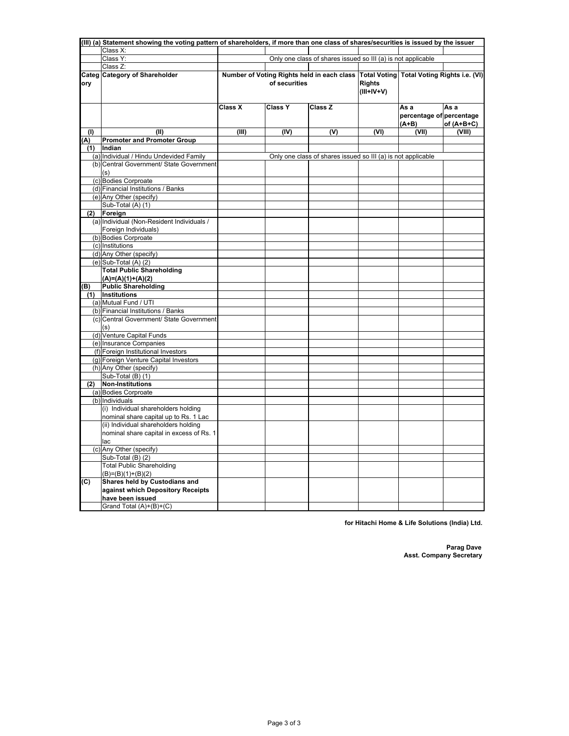| (III) (a) | Statement showing the voting pattern of shareholders, if more than one class of shares/securities is issued by the issuer | | | | | | |
|---|---|---|---|---|---|---|---|
| | Class X: | | | | | | |
| | Class Y: | Only one class of shares issued so III (a) is not applicable | | | | | |
| | Class Z: | | | | | | |
| **Category** | **Category of Shareholder** | **Number of Voting Rights held in each class of securities** | | | **Total Voting Rights (III+IV+V)** | **Total Voting Rights i.e. (VI)** | |
| | | **Class X** | **Class Y** | **Class Z** | | **As a percentage of (A+B)** | **As a percentage of (A+B+C)** |
| **(I)** | **(II)** | **(III)** | **(IV)** | **(V)** | **(VI)** | **(VII)** | **(VIII)** |
| **(A)** | **Promoter and Promoter Group** | | | | | | |
| **(1)** | **Indian** | | | | | | |
| (a) | Individual / Hindu Undevided Family | Only one class of shares issued so III (a) is not applicable | | | | | |
| (b) | Central Government/ State Government (s) | | | | | | |
| (c) | Bodies Corproate | | | | | | |
| (d) | Financial Institutions / Banks | | | | | | |
| (e) | Any Other (specify) | | | | | | |
| | Sub-Total (A) (1) | | | | | | |
| **(2)** | **Foreign** | | | | | | |
| (a) | Individual (Non-Resident Individuals / Foreign Individuals) | | | | | | |
| (b) | Bodies Corproate | | | | | | |
| (c) | Institutions | | | | | | |
| (d) | Any Other (specify) | | | | | | |
| (e) | Sub-Total (A) (2) | | | | | | |
| | **Total Public Shareholding (A)=(A)(1)+(A)(2)** | | | | | | |
| **(B)** | **Public Shareholding** | | | | | | |
| **(1)** | **Institutions** | | | | | | |
| (a) | Mutual Fund / UTI | | | | | | |
| (b) | Financial Institutions / Banks | | | | | | |
| (c) | Central Government/ State Government (s) | | | | | | |
| (d) | Venture Capital Funds | | | | | | |
| (e) | Insurance Companies | | | | | | |
| (f) | Foreign Institutional Investors | | | | | | |
| (g) | Foreign Venture Capital Investors | | | | | | |
| (h) | Any Other (specify) | | | | | | |
| | Sub-Total (B) (1) | | | | | | |
| **(2)** | **Non-Institutions** | | | | | | |
| (a) | Bodies Corproate | | | | | | |
| (b) | Individuals | | | | | | |
| | (i) Individual shareholders holding nominal share capital up to Rs. 1 Lac | | | | | | |
| | (ii) Individual shareholders holding nominal share capital in excess of Rs. 1 lac | | | | | | |
| (c) | Any Other (specify) | | | | | | |
| | Sub-Total (B) (2) | | | | | | |
| | Total Public Shareholding (B)=(B)(1)+(B)(2) | | | | | | |
| **(C)** | **Shares held by Custodians and against which Depository Receipts have been issued** | | | | | | |
| | Grand Total (A)+(B)+(C) | | | | | | |

**for Hitachi Home & Life Solutions (India) Ltd.**

**Parag Dave**
**Asst. Company Secretary**